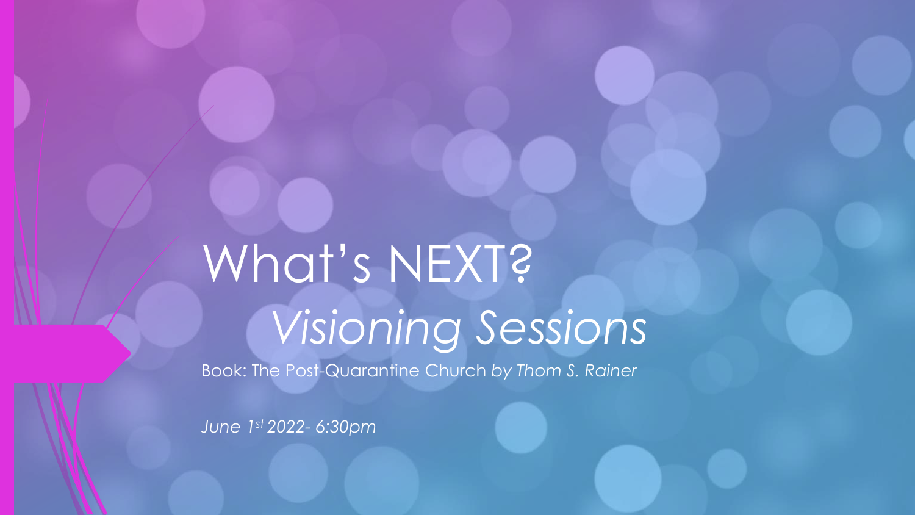# What's NEXT?

## *Visioning Sessions*

Book: The Post-Quarantine Church *by Thom S. Rainer*

*June 1st 2022- 6:30pm*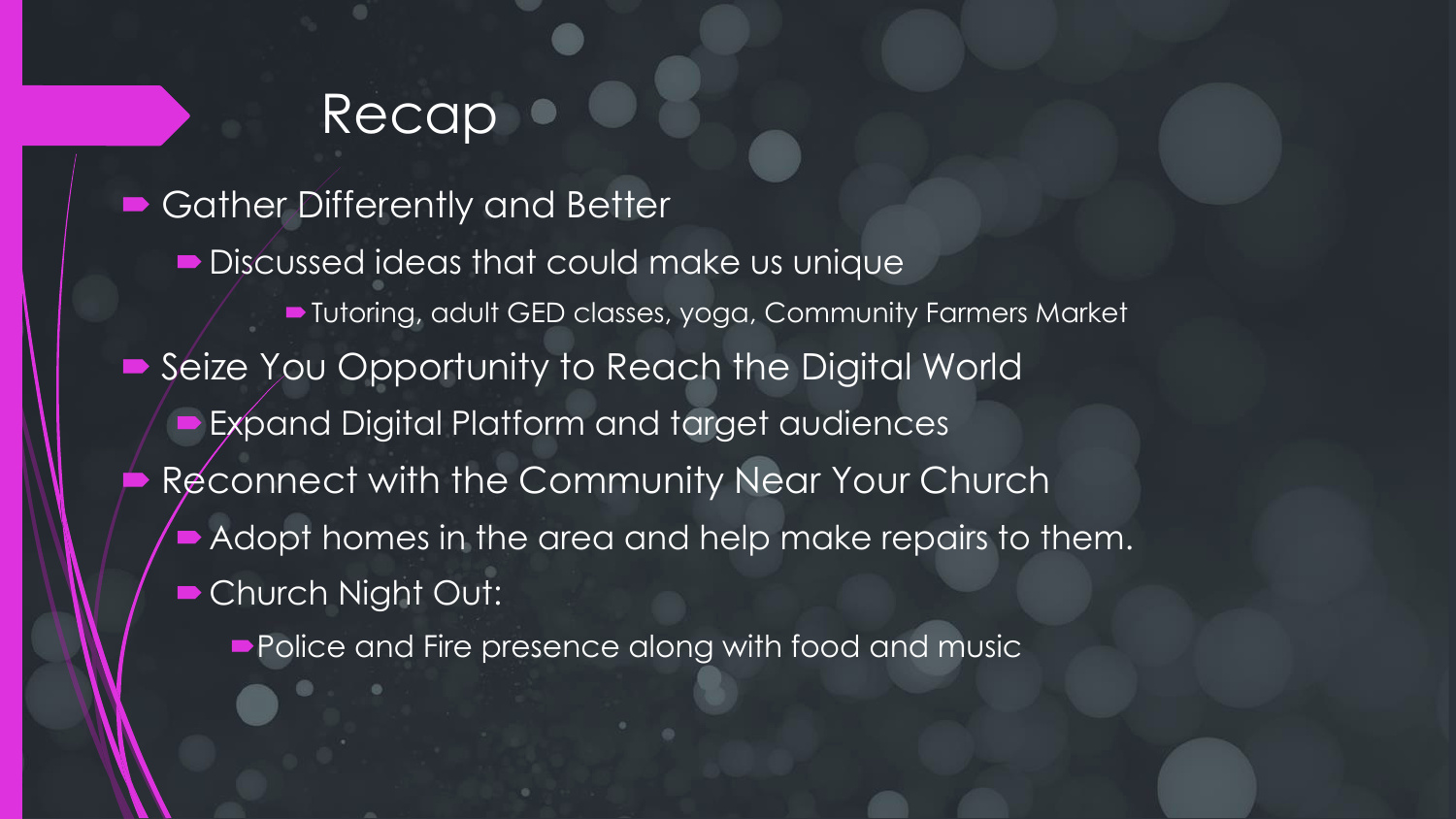# Recap

- Gather Differently and Better
  - Discussed ideas that could make us unique
    - Tutoring, adult GED classes, yoga, Community Farmers Market
- Seize You Opportunity to Reach the Digital World
  - Expand Digital Platform and target audiences
- Reconnect with the Community Near Your Church
  - Adopt homes in the area and help make repairs to them.
  - Church Night Out:
    - Police and Fire presence along with food and music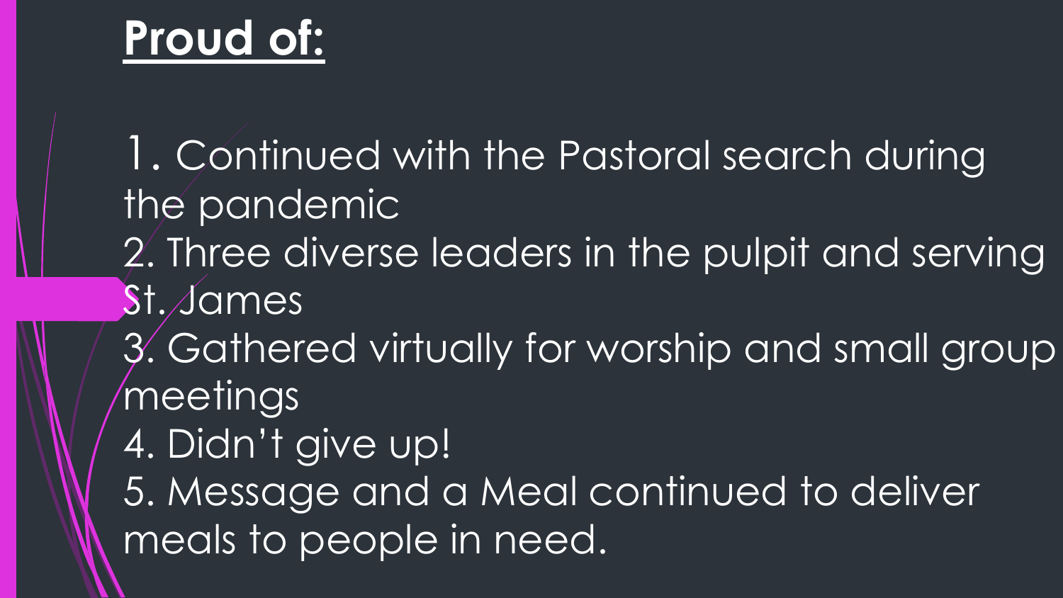# Proud of:

1. Continued with the Pastoral search during the pandemic
2. Three diverse leaders in the pulpit and serving St. James
3. Gathered virtually for worship and small group meetings
4. Didn't give up!
5. Message and a Meal continued to deliver meals to people in need.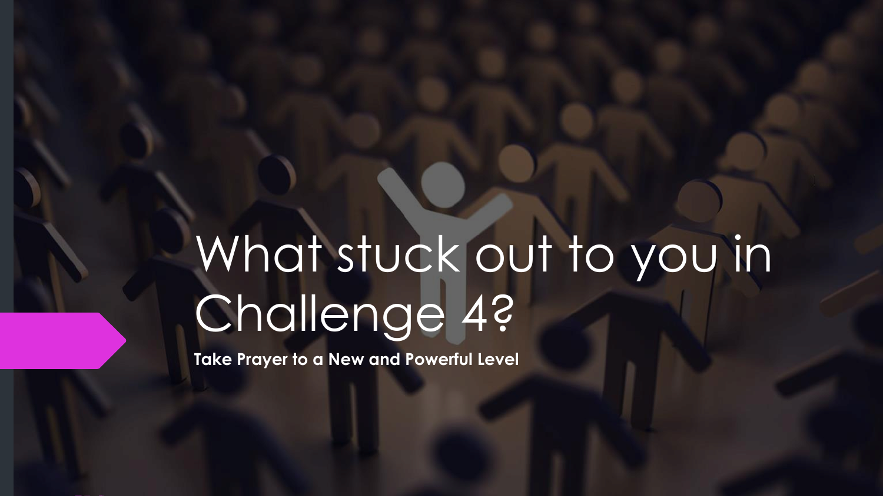# What stuck out to you in Challenge 4?

**Take Prayer to a New and Powerful Level**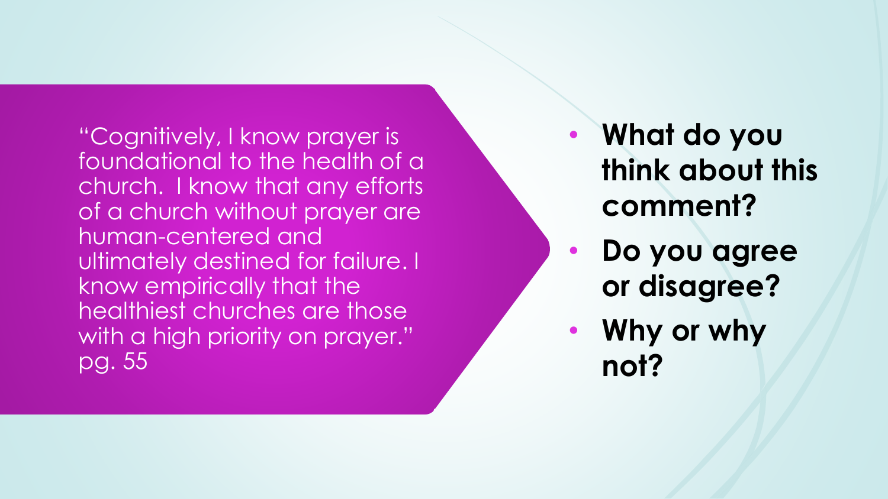"Cognitively, I know prayer is foundational to the health of a church. I know that any efforts of a church without prayer are human-centered and ultimately destined for failure. I know empirically that the healthiest churches are those with a high priority on prayer." pg. 55

- **What do you think about this comment?**
- **Do you agree or disagree?**
- **Why or why not?**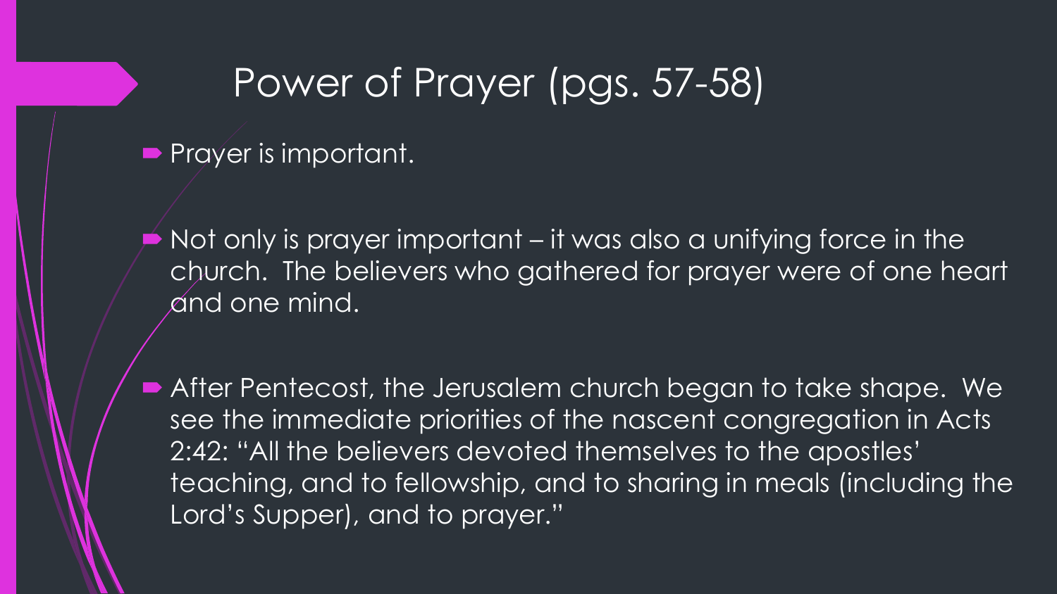# Power of Prayer (pgs. 57-58)

- Prayer is important.

- Not only is prayer important – it was also a unifying force in the church. The believers who gathered for prayer were of one heart and one mind.

- After Pentecost, the Jerusalem church began to take shape. We see the immediate priorities of the nascent congregation in Acts 2:42: "All the believers devoted themselves to the apostles' teaching, and to fellowship, and to sharing in meals (including the Lord's Supper), and to prayer."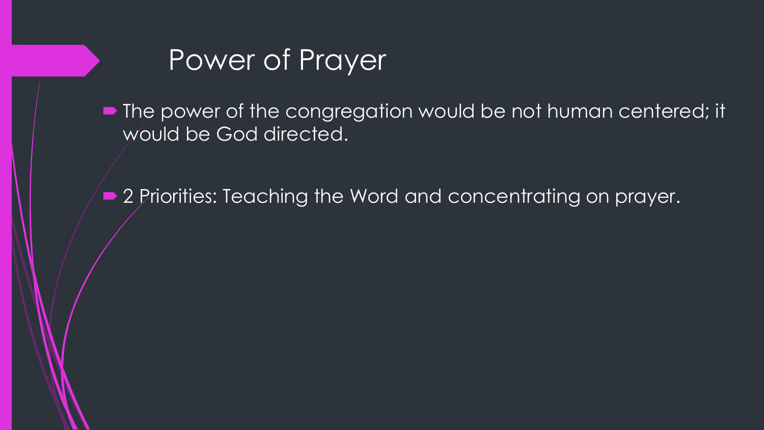# Power of Prayer

- The power of the congregation would be not human centered; it would be God directed.
- 2 Priorities: Teaching the Word and concentrating on prayer.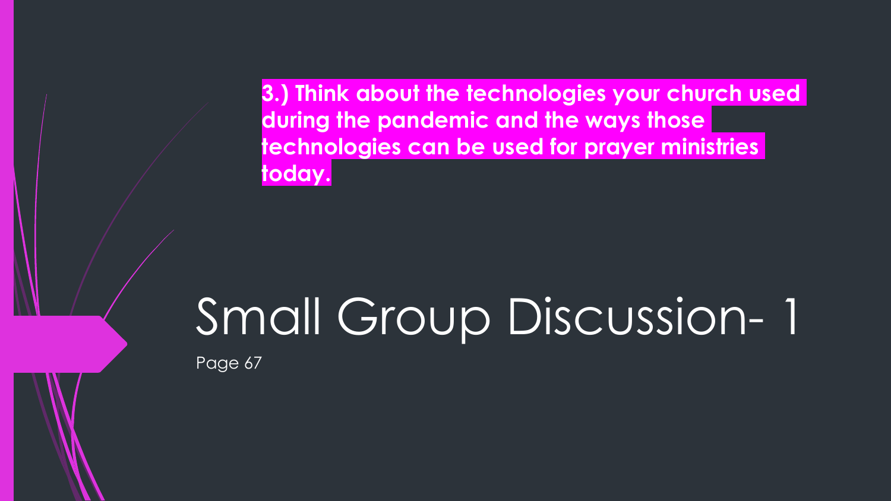**3.) Think about the technologies your church used during the pandemic and the ways those technologies can be used for prayer ministries today.**

# Small Group Discussion- 1

Page 67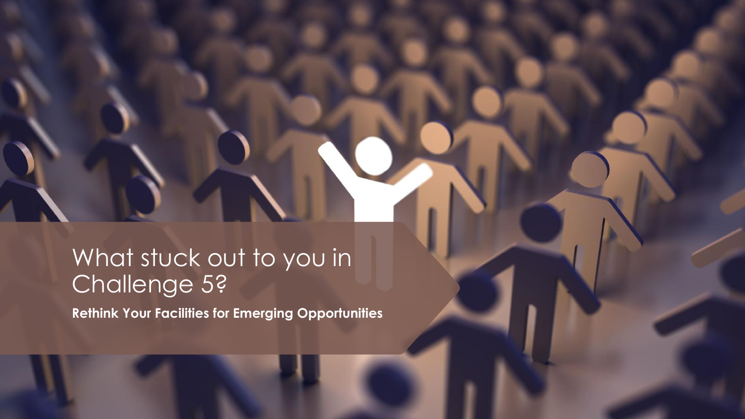# What stuck out to you in Challenge 5?

**Rethink Your Facilities for Emerging Opportunities**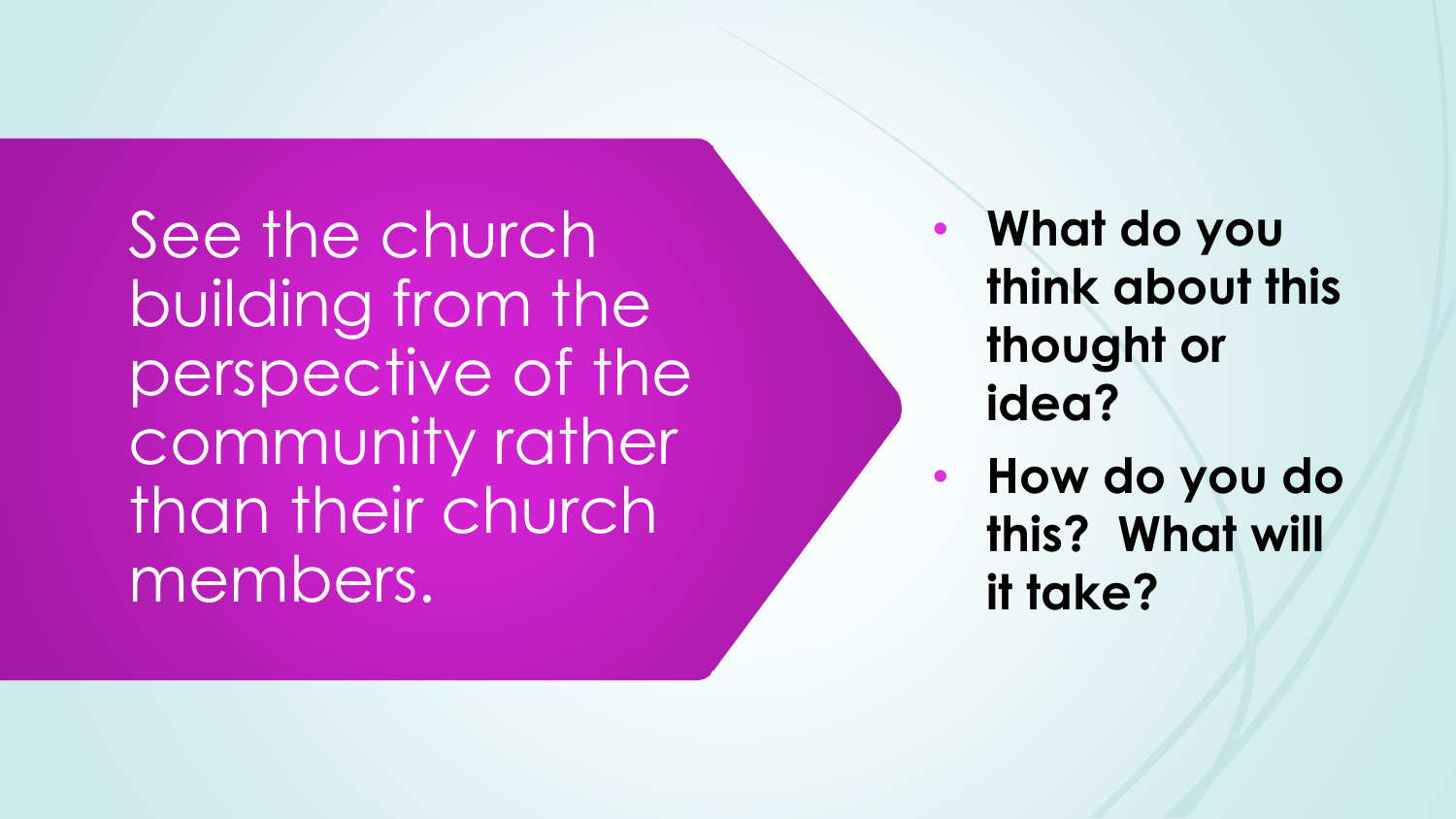See the church building from the perspective of the community rather than their church members.

- **What do you think about this thought or idea?**
- **How do you do this? What will it take?**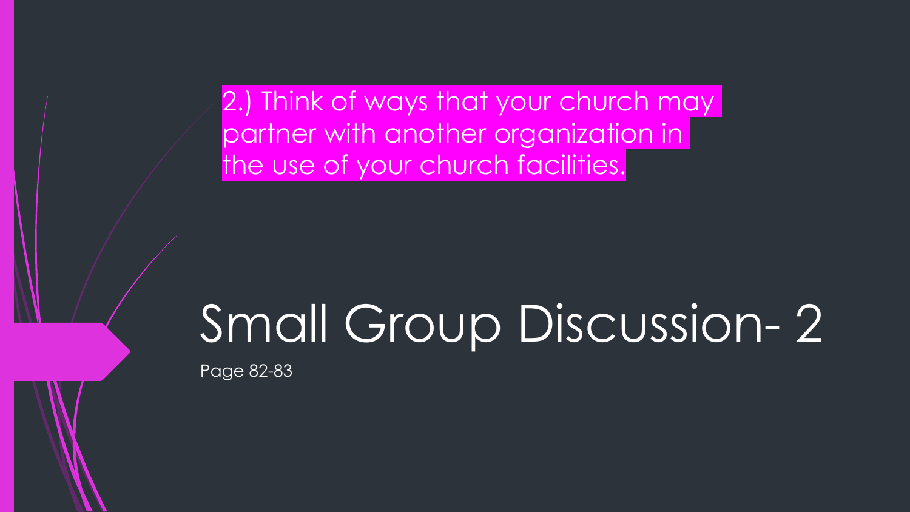2.) Think of ways that your church may partner with another organization in the use of your church facilities.

# Small Group Discussion- 2

Page 82-83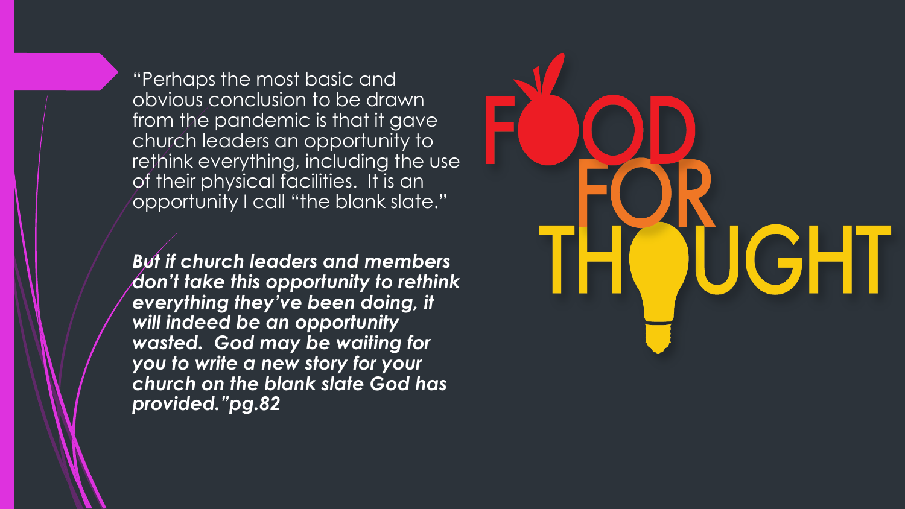# FOOD FOR THOUGHT

"Perhaps the most basic and obvious conclusion to be drawn from the pandemic is that it gave church leaders an opportunity to rethink everything, including the use of their physical facilities. It is an opportunity I call "the blank slate."

***But if church leaders and members don't take this opportunity to rethink everything they've been doing, it will indeed be an opportunity wasted. God may be waiting for you to write a new story for your church on the blank slate God has provided."pg.82***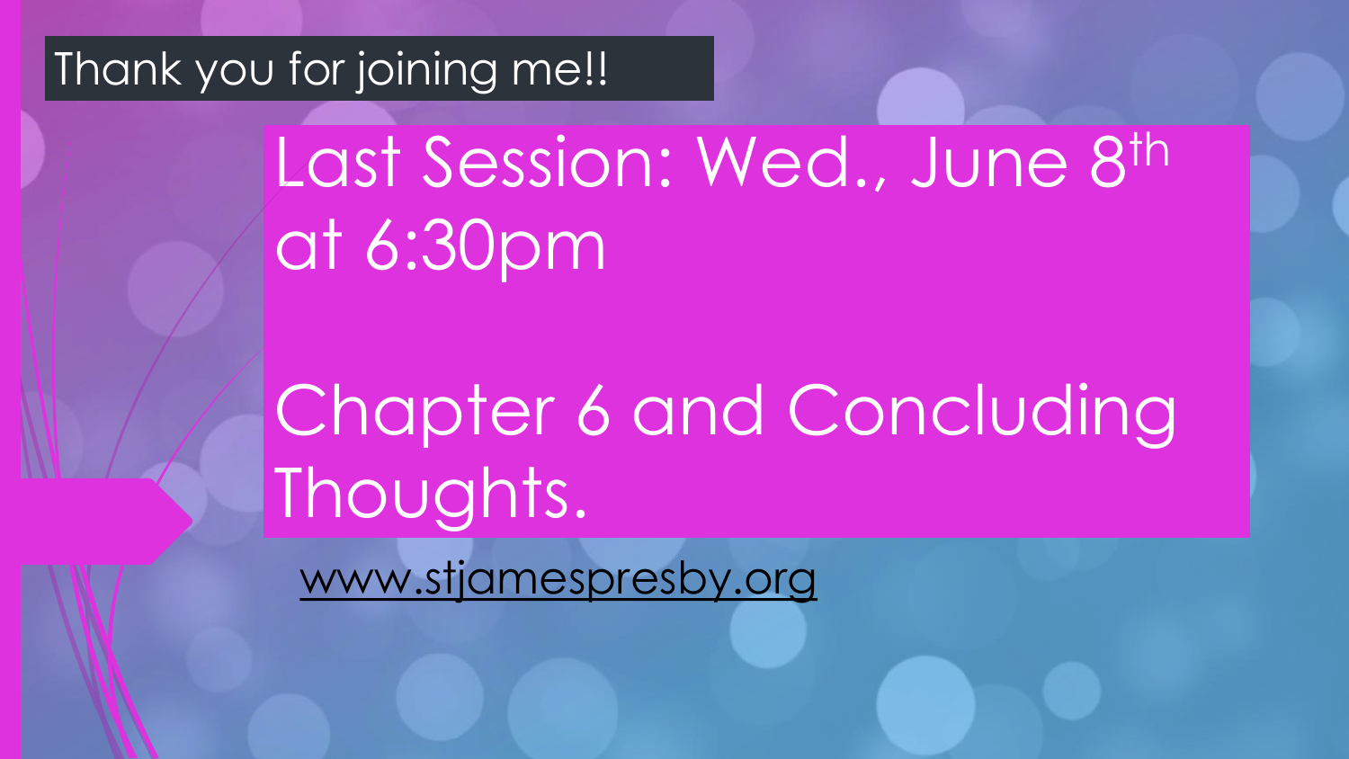Thank you for joining me!!

# Last Session: Wed., June 8th at 6:30pm

# Chapter 6 and Concluding Thoughts.

www.stjamespresby.org